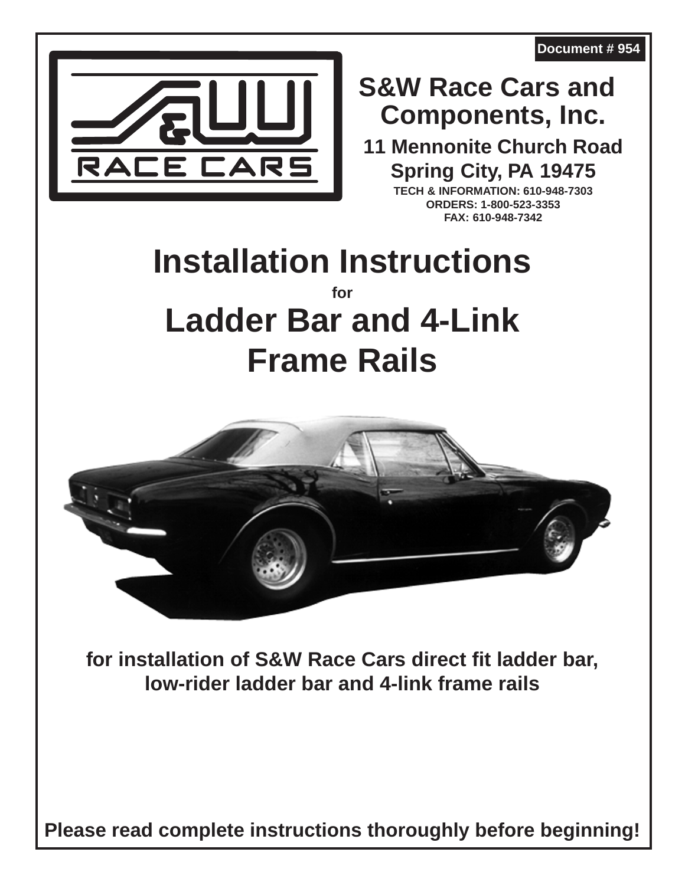Document # 954

# S&W Race Cars and Components, Inc.

**11 Mennonite Church Road**
**Spring City, PA 19475**

**TECH & INFORMATION: 610-948-7303**
**ORDERS: 1-800-523-3353**
**FAX: 610-948-7342**

# Installation Instructions

**for**

# Ladder Bar and 4-Link Frame Rails

**for installation of S&W Race Cars direct fit ladder bar, low-rider ladder bar and 4-link frame rails**

**Please read complete instructions thoroughly before beginning!**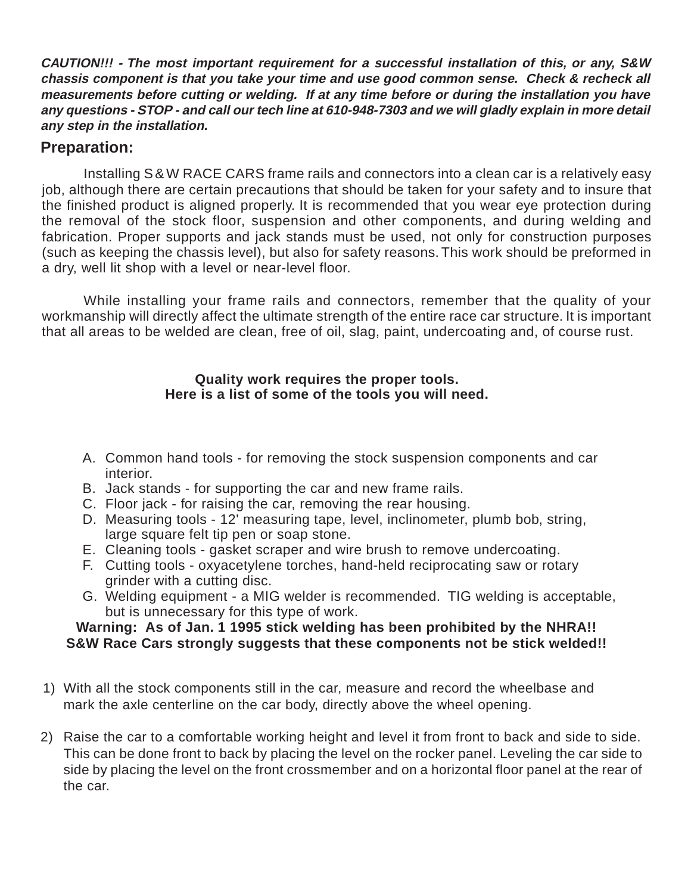***CAUTION!!! - The most important requirement for a successful installation of this, or any, S&W chassis component is that you take your time and use good common sense. Check & recheck all measurements before cutting or welding. If at any time before or during the installation you have any questions - STOP - and call our tech line at 610-948-7303 and we will gladly explain in more detail any step in the installation.***

## Preparation:

Installing S&W RACE CARS frame rails and connectors into a clean car is a relatively easy job, although there are certain precautions that should be taken for your safety and to insure that the finished product is aligned properly. It is recommended that you wear eye protection during the removal of the stock floor, suspension and other components, and during welding and fabrication. Proper supports and jack stands must be used, not only for construction purposes (such as keeping the chassis level), but also for safety reasons. This work should be preformed in a dry, well lit shop with a level or near-level floor.

While installing your frame rails and connectors, remember that the quality of your workmanship will directly affect the ultimate strength of the entire race car structure. It is important that all areas to be welded are clean, free of oil, slag, paint, undercoating and, of course rust.

**Quality work requires the proper tools.**
**Here is a list of some of the tools you will need.**

A. Common hand tools - for removing the stock suspension components and car interior.
B. Jack stands - for supporting the car and new frame rails.
C. Floor jack - for raising the car, removing the rear housing.
D. Measuring tools - 12' measuring tape, level, inclinometer, plumb bob, string, large square felt tip pen or soap stone.
E. Cleaning tools - gasket scraper and wire brush to remove undercoating.
F. Cutting tools - oxyacetylene torches, hand-held reciprocating saw or rotary grinder with a cutting disc.
G. Welding equipment - a MIG welder is recommended. TIG welding is acceptable, but is unnecessary for this type of work.

**Warning: As of Jan. 1 1995 stick welding has been prohibited by the NHRA!!**
**S&W Race Cars strongly suggests that these components not be stick welded!!**

1) With all the stock components still in the car, measure and record the wheelbase and mark the axle centerline on the car body, directly above the wheel opening.

2) Raise the car to a comfortable working height and level it from front to back and side to side. This can be done front to back by placing the level on the rocker panel. Leveling the car side to side by placing the level on the front crossmember and on a horizontal floor panel at the rear of the car.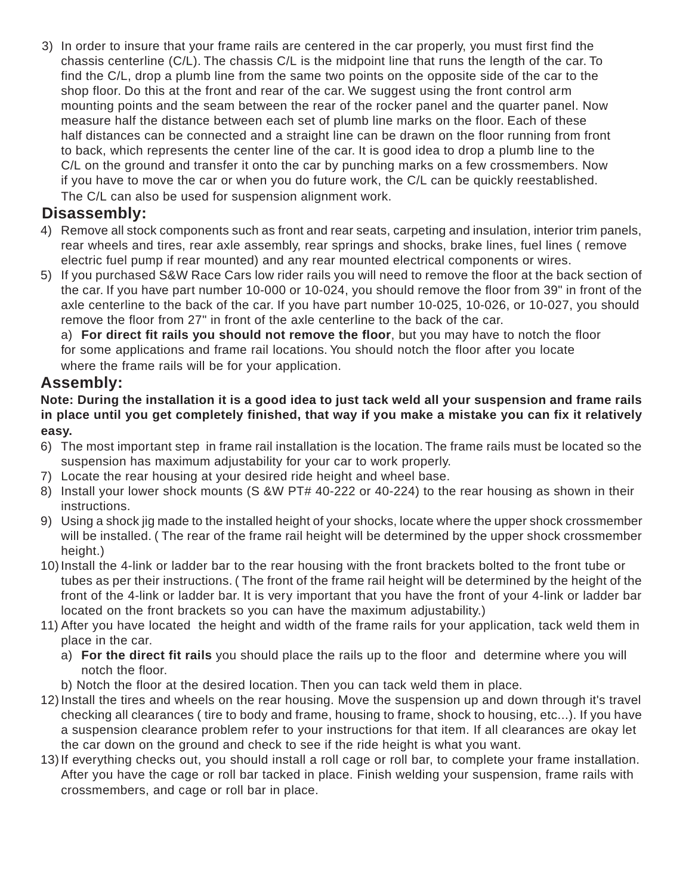3) In order to insure that your frame rails are centered in the car properly, you must first find the chassis centerline (C/L). The chassis C/L is the midpoint line that runs the length of the car. To find the C/L, drop a plumb line from the same two points on the opposite side of the car to the shop floor. Do this at the front and rear of the car. We suggest using the front control arm mounting points and the seam between the rear of the rocker panel and the quarter panel. Now measure half the distance between each set of plumb line marks on the floor. Each of these half distances can be connected and a straight line can be drawn on the floor running from front to back, which represents the center line of the car. It is good idea to drop a plumb line to the C/L on the ground and transfer it onto the car by punching marks on a few crossmembers. Now if you have to move the car or when you do future work, the C/L can be quickly reestablished. The C/L can also be used for suspension alignment work.

## Disassembly:

4) Remove all stock components such as front and rear seats, carpeting and insulation, interior trim panels, rear wheels and tires, rear axle assembly, rear springs and shocks, brake lines, fuel lines ( remove electric fuel pump if rear mounted) and any rear mounted electrical components or wires.
5) If you purchased S&W Race Cars low rider rails you will need to remove the floor at the back section of the car. If you have part number 10-000 or 10-024, you should remove the floor from 39" in front of the axle centerline to the back of the car. If you have part number 10-025, 10-026, or 10-027, you should remove the floor from 27" in front of the axle centerline to the back of the car.
   a) **For direct fit rails you should not remove the floor**, but you may have to notch the floor for some applications and frame rail locations. You should notch the floor after you locate where the frame rails will be for your application.

## Assembly:

**Note: During the installation it is a good idea to just tack weld all your suspension and frame rails in place until you get completely finished, that way if you make a mistake you can fix it relatively easy.**

6) The most important step in frame rail installation is the location. The frame rails must be located so the suspension has maximum adjustability for your car to work properly.
7) Locate the rear housing at your desired ride height and wheel base.
8) Install your lower shock mounts (S &W PT# 40-222 or 40-224) to the rear housing as shown in their instructions.
9) Using a shock jig made to the installed height of your shocks, locate where the upper shock crossmember will be installed. ( The rear of the frame rail height will be determined by the upper shock crossmember height.)
10) Install the 4-link or ladder bar to the rear housing with the front brackets bolted to the front tube or tubes as per their instructions. ( The front of the frame rail height will be determined by the height of the front of the 4-link or ladder bar. It is very important that you have the front of your 4-link or ladder bar located on the front brackets so you can have the maximum adjustability.)
11) After you have located the height and width of the frame rails for your application, tack weld them in place in the car.
    a) **For the direct fit rails** you should place the rails up to the floor and determine where you will notch the floor.
    b) Notch the floor at the desired location. Then you can tack weld them in place.
12) Install the tires and wheels on the rear housing. Move the suspension up and down through it's travel checking all clearances ( tire to body and frame, housing to frame, shock to housing, etc...). If you have a suspension clearance problem refer to your instructions for that item. If all clearances are okay let the car down on the ground and check to see if the ride height is what you want.
13) If everything checks out, you should install a roll cage or roll bar, to complete your frame installation. After you have the cage or roll bar tacked in place. Finish welding your suspension, frame rails with crossmembers, and cage or roll bar in place.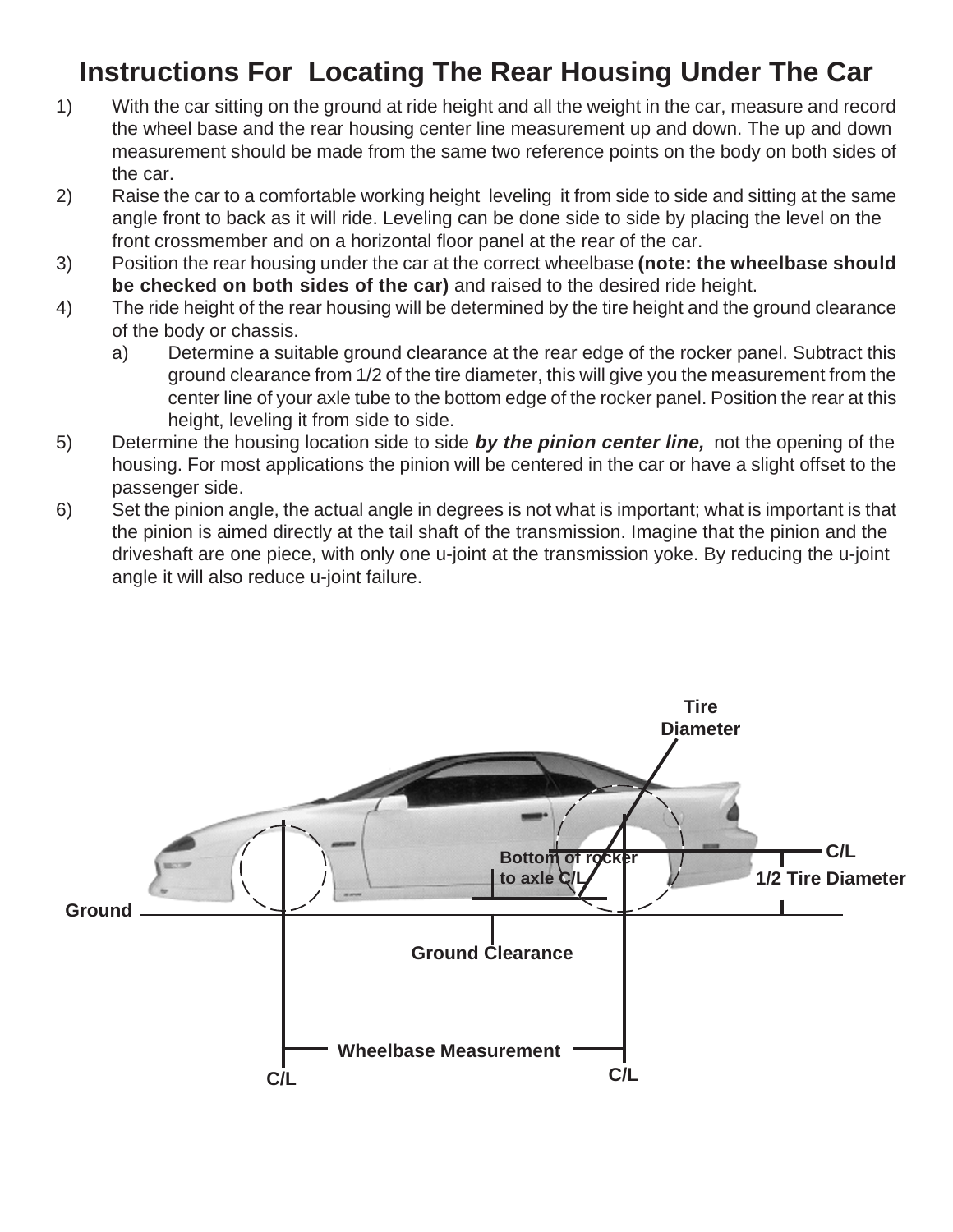# Instructions For Locating The Rear Housing Under The Car

1) With the car sitting on the ground at ride height and all the weight in the car, measure and record the wheel base and the rear housing center line measurement up and down. The up and down measurement should be made from the same two reference points on the body on both sides of the car.
2) Raise the car to a comfortable working height leveling it from side to side and sitting at the same angle front to back as it will ride. Leveling can be done side to side by placing the level on the front crossmember and on a horizontal floor panel at the rear of the car.
3) Position the rear housing under the car at the correct wheelbase **(note: the wheelbase should be checked on both sides of the car)** and raised to the desired ride height.
4) The ride height of the rear housing will be determined by the tire height and the ground clearance of the body or chassis.
   a) Determine a suitable ground clearance at the rear edge of the rocker panel. Subtract this ground clearance from 1/2 of the tire diameter, this will give you the measurement from the center line of your axle tube to the bottom edge of the rocker panel. Position the rear at this height, leveling it from side to side.
5) Determine the housing location side to side ***by the pinion center line,*** not the opening of the housing. For most applications the pinion will be centered in the car or have a slight offset to the passenger side.
6) Set the pinion angle, the actual angle in degrees is not what is important; what is important is that the pinion is aimed directly at the tail shaft of the transmission. Imagine that the pinion and the driveshaft are one piece, with only one u-joint at the transmission yoke. By reducing the u-joint angle it will also reduce u-joint failure.

Tire Diameter

Bottom of rocker to axle C/L

C/L

1/2 Tire Diameter

Ground

Ground Clearance

Wheelbase Measurement

C/L

C/L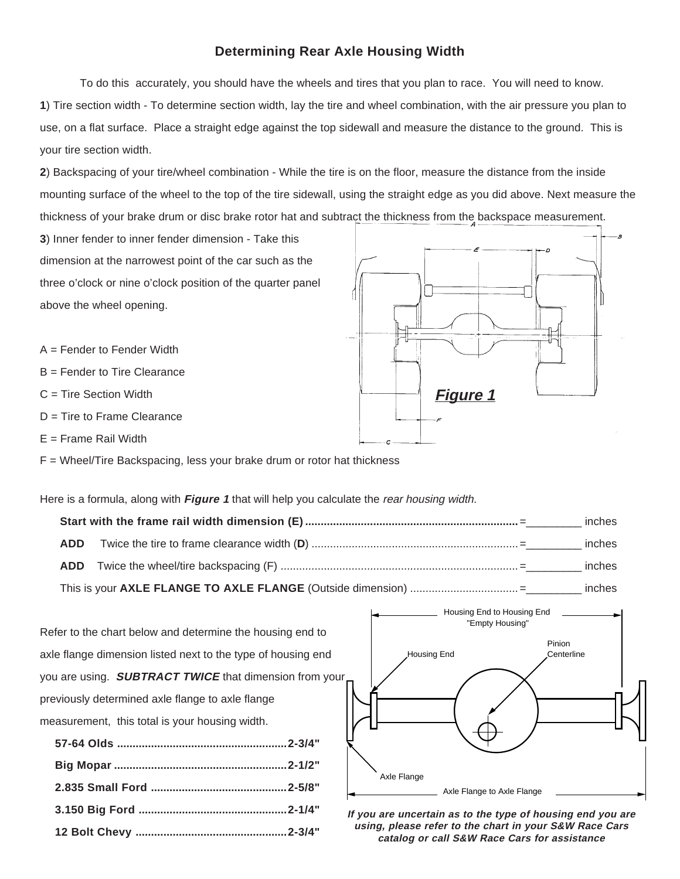# Determining Rear Axle Housing Width

To do this accurately, you should have the wheels and tires that you plan to race. You will need to know.

**1**) Tire section width - To determine section width, lay the tire and wheel combination, with the air pressure you plan to use, on a flat surface. Place a straight edge against the top sidewall and measure the distance to the ground. This is your tire section width.

**2**) Backspacing of your tire/wheel combination - While the tire is on the floor, measure the distance from the inside mounting surface of the wheel to the top of the tire sidewall, using the straight edge as you did above. Next measure the thickness of your brake drum or disc brake rotor hat and subtract the thickness from the backspace measurement.

**3**) Inner fender to inner fender dimension - Take this dimension at the narrowest point of the car such as the three o'clock or nine o'clock position of the quarter panel above the wheel opening.

A = Fender to Fender Width
B = Fender to Tire Clearance
C = Tire Section Width
D = Tire to Frame Clearance
E = Frame Rail Width
F = Wheel/Tire Backspacing, less your brake drum or rotor hat thickness

A
B
E
D
C
F

***Figure 1***

Here is a formula, along with ***Figure 1*** that will help you calculate the *rear housing width.*

**Start with the frame rail width dimension (E)** ........................................... =_________ inches

**ADD** Twice the tire to frame clearance width (**D**) ........................................... =_________ inches

**ADD** Twice the wheel/tire backspacing (F) ........................................... =_________ inches

This is your **AXLE FLANGE TO AXLE FLANGE** (Outside dimension) ........................................... =_________ inches

Refer to the chart below and determine the housing end to axle flange dimension listed next to the type of housing end you are using. ***SUBTRACT TWICE*** that dimension from your previously determined axle flange to axle flange measurement, this total is your housing width.

| | |
|---|---|
| **57-64 Olds** | **2-3/4"** |
| **Big Mopar** | **2-1/2"** |
| **2.835 Small Ford** | **2-5/8"** |
| **3.150 Big Ford** | **2-1/4"** |
| **12 Bolt Chevy** | **2-3/4"** |

Housing End to Housing End
"Empty Housing"
Housing End
Pinion Centerline
Axle Flange
Axle Flange to Axle Flange

***If you are uncertain as to the type of housing end you are using, please refer to the chart in your S&W Race Cars catalog or call S&W Race Cars for assistance***